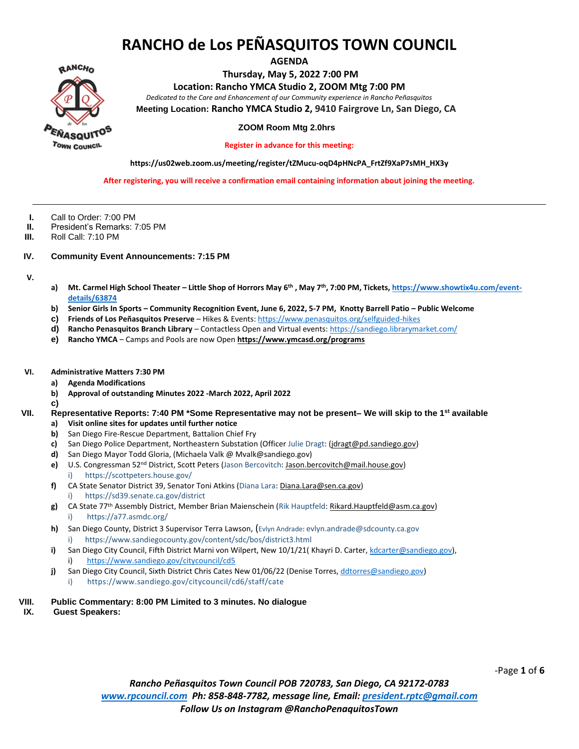# RANCHO de Los PEÑASQUITOS TOWN COUNCIL

**AGENDA**

**Thursday, May 5, 2022 7:00 PM**

**Location: Rancho YMCA Studio 2, ZOOM Mtg 7:00 PM**

*Dedicated to the Care and Enhancement of our Community experience in Rancho Peñasquitos*

**Meeting Location: Rancho YMCA Studio 2, 9410 Fairgrove Ln, San Diego, CA**

**ZOOM Room Mtg 2.0hrs**

**Register in advance for this meeting:**

**https://us02web.zoom.us/meeting/register/tZMucu-oqD4pHNcPA_FrtZf9XaP7sMH_HX3y**

**After registering, you will receive a confirmation email containing information about joining the meeting.**

---

- **I.** Call to Order: 7:00 PM
- **II.** President's Remarks: 7:05 PM
- **III.** Roll Call: 7:10 PM

**IV. Community Event Announcements: 7:15 PM**

**V.**

- **a) Mt. Carmel High School Theater – Little Shop of Horrors May 6th , May 7th, 7:00 PM, Tickets, https://www.showtix4u.com/event-details/63874**
- **b) Senior Girls In Sports – Community Recognition Event, June 6, 2022, 5-7 PM, Knotty Barrell Patio – Public Welcome**
- **c) Friends of Los Peñasquitos Preserve** – Hikes & Events: https://www.penasquitos.org/selfguided-hikes
- **d) Rancho Penasquitos Branch Library** – Contactless Open and Virtual events: https://sandiego.librarymarket.com/
- **e) Rancho YMCA** – Camps and Pools are now Open **https://www.ymcasd.org/programs**

**VI. Administrative Matters 7:30 PM**

- **a) Agenda Modifications**
- **b) Approval of outstanding Minutes 2022 -March 2022, April 2022**
- **c)**

**VII. Representative Reports: 7:40 PM \*Some Representative may not be present– We will skip to the 1st available**

- **a) Visit online sites for updates until further notice**
- **b)** San Diego Fire-Rescue Department, Battalion Chief Fry
- **c)** San Diego Police Department, Northeastern Substation (Officer Julie Dragt: (jdragt@pd.sandiego.gov)
- **d)** San Diego Mayor Todd Gloria, (Michaela Valk @ Mvalk@sandiego.gov)
- **e)** U.S. Congressman 52nd District, Scott Peters (Jason Bercovitch: Jason.bercovitch@mail.house.gov)
  - i) https://scottpeters.house.gov/
- **f)** CA State Senator District 39, Senator Toni Atkins (Diana Lara: Diana.Lara@sen.ca.gov)
  - i) https://sd39.senate.ca.gov/district
- **g)** CA State 77th Assembly District, Member Brian Maienschein (Rik Hauptfeld: Rikard.Hauptfeld@asm.ca.gov)
  - i) https://a77.asmdc.org/
- **h)** San Diego County, District 3 Supervisor Terra Lawson, (Evlyn Andrade: evlyn.andrade@sdcounty.ca.gov
  - i) https://www.sandiegocounty.gov/content/sdc/bos/district3.html
- **i)** San Diego City Council, Fifth District Marni von Wilpert, New 10/1/21( Khayri D. Carter, kdcarter@sandiego.gov),
  - i) https://www.sandiego.gov/citycouncil/cd5
- **j)** San Diego City Council, Sixth District Chris Cates New 01/06/22 (Denise Torres, ddtorres@sandiego.gov)
  - i) https://www.sandiego.gov/citycouncil/cd6/staff/cate

**VIII. Public Commentary: 8:00 PM Limited to 3 minutes. No dialogue**

**IX. Guest Speakers:**

*Rancho Peñasquitos Town Council POB 720783, San Diego, CA 92172-0783*
*www.rpcouncil.com Ph: 858-848-7782, message line, Email: president.rptc@gmail.com*
*Follow Us on Instagram @RanchoPenasquitosTown*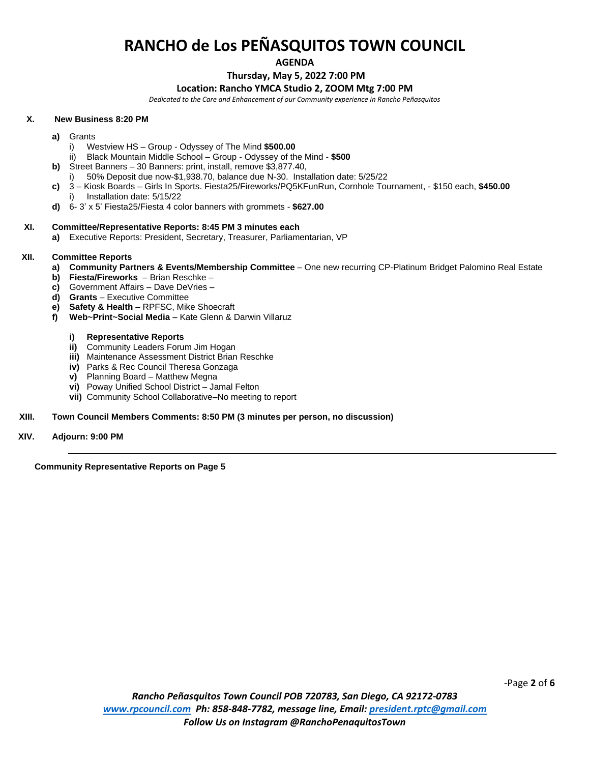# RANCHO de Los PEÑASQUITOS TOWN COUNCIL

**AGENDA**

**Thursday, May 5, 2022 7:00 PM**

**Location: Rancho YMCA Studio 2, ZOOM Mtg 7:00 PM**

*Dedicated to the Care and Enhancement of our Community experience in Rancho Peñasquitos*

**X. New Business 8:20 PM**

- **a)** Grants
  - i) Westview HS – Group - Odyssey of The Mind **$500.00**
  - ii) Black Mountain Middle School – Group - Odyssey of the Mind - **$500**
- **b)** Street Banners – 30 Banners: print, install, remove $3,877.40,
  - i) 50% Deposit due now-$1,938.70, balance due N-30. Installation date: 5/25/22
- **c)** 3 – Kiosk Boards – Girls In Sports. Fiesta25/Fireworks/PQ5KFunRun, Cornhole Tournament, - $150 each, **$450.00**
  - i) Installation date: 5/15/22
- **d)** 6- 3' x 5' Fiesta25/Fiesta 4 color banners with grommets - **$627.00**

**XI. Committee/Representative Reports: 8:45 PM 3 minutes each**

- **a)** Executive Reports: President, Secretary, Treasurer, Parliamentarian, VP

**XII. Committee Reports**

- **a) Community Partners & Events/Membership Committee** – One new recurring CP-Platinum Bridget Palomino Real Estate
- **b) Fiesta/Fireworks** – Brian Reschke –
- **c)** Government Affairs – Dave DeVries –
- **d) Grants** – Executive Committee
- **e) Safety & Health** – RPFSC, Mike Shoecraft
- **f) Web~Print~Social Media** – Kate Glenn & Darwin Villaruz
  - **i) Representative Reports**
  - **ii)** Community Leaders Forum Jim Hogan
  - **iii)** Maintenance Assessment District Brian Reschke
  - **iv)** Parks & Rec Council Theresa Gonzaga
  - **v)** Planning Board – Matthew Megna
  - **vi)** Poway Unified School District – Jamal Felton
  - **vii)** Community School Collaborative–No meeting to report

**XIII. Town Council Members Comments: 8:50 PM (3 minutes per person, no discussion)**

**XIV. Adjourn: 9:00 PM**

---

**Community Representative Reports on Page 5**

*Rancho Peñasquitos Town Council POB 720783, San Diego, CA 92172-0783*
*www.rpcouncil.com Ph: 858-848-7782, message line, Email: president.rptc@gmail.com*
*Follow Us on Instagram @RanchoPenaquitosTown*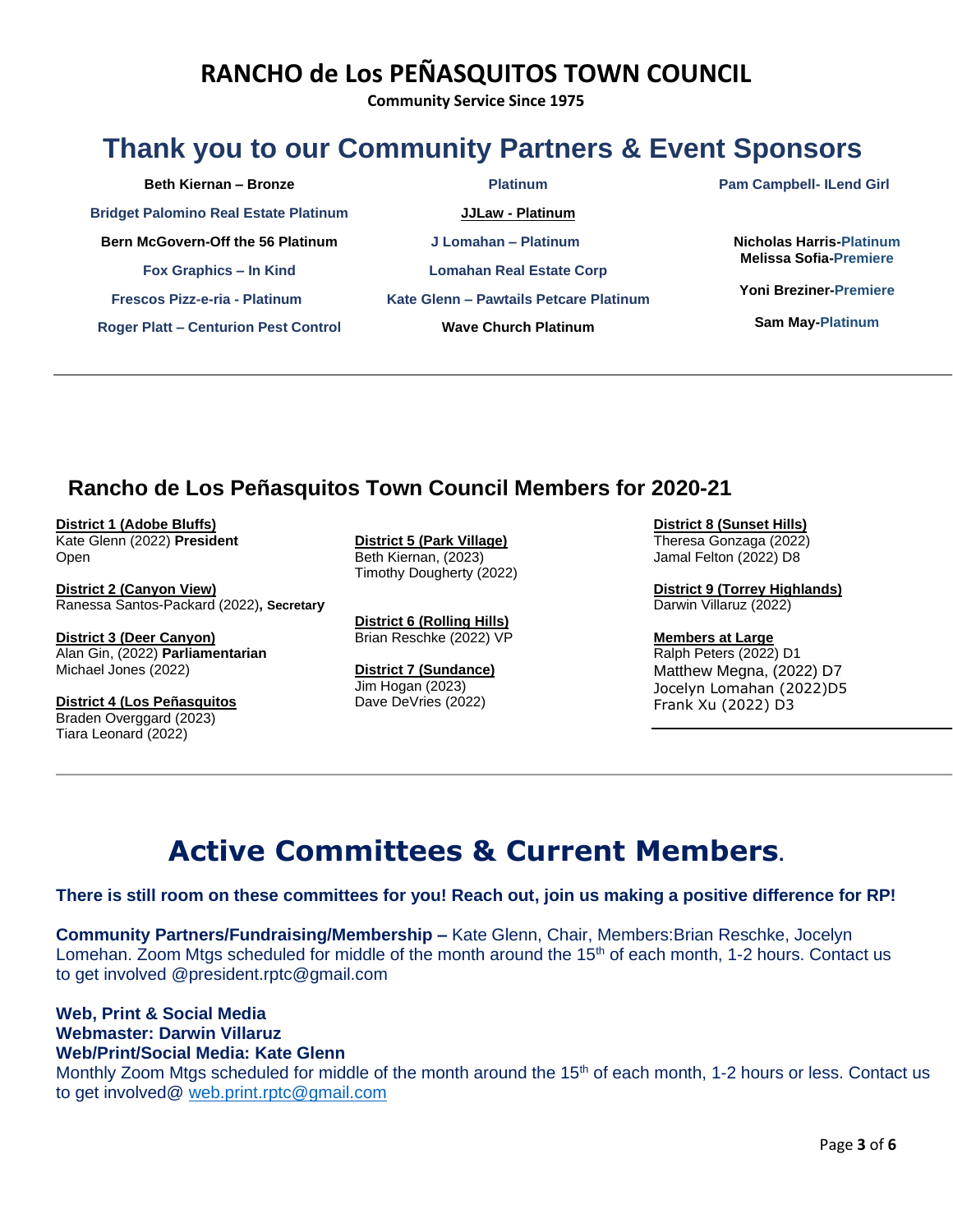# RANCHO de Los PEÑASQUITOS TOWN COUNCIL

**Community Service Since 1975**

## Thank you to our Community Partners & Event Sponsors

**Beth Kiernan – Bronze**

**Bridget Palomino Real Estate Platinum**

**Bern McGovern-Off the 56 Platinum**

**Fox Graphics – In Kind**

**Frescos Pizz-e-ria - Platinum**

**Roger Platt – Centurion Pest Control**

**Platinum**

**JJLaw - Platinum**

**J Lomahan – Platinum**

**Lomahan Real Estate Corp**

**Kate Glenn – Pawtails Petcare Platinum**

**Wave Church Platinum**

**Pam Campbell- ILend Girl**

**Nicholas Harris-Platinum**
**Melissa Sofia-Premiere**

**Yoni Breziner-Premiere**

**Sam May-Platinum**

---

## Rancho de Los Peñasquitos Town Council Members for 2020-21

**District 1 (Adobe Bluffs)**
Kate Glenn (2022) **President**
Open

**District 2 (Canyon View)**
Ranessa Santos-Packard (2022), **Secretary**

**District 3 (Deer Canyon)**
Alan Gin, (2022) **Parliamentarian**
Michael Jones (2022)

**District 4 (Los Peñasquitos**
Braden Overggard (2023)
Tiara Leonard (2022)

**District 5 (Park Village)**
Beth Kiernan, (2023)
Timothy Dougherty (2022)

**District 6 (Rolling Hills)**
Brian Reschke (2022) VP

**District 7 (Sundance)**
Jim Hogan (2023)
Dave DeVries (2022)

**District 8 (Sunset Hills)**
Theresa Gonzaga (2022)
Jamal Felton (2022) D8

**District 9 (Torrey Highlands)**
Darwin Villaruz (2022)

**Members at Large**
Ralph Peters (2022) D1
Matthew Megna, (2022) D7
Jocelyn Lomahan (2022)D5
Frank Xu (2022) D3

---

# Active Committees & Current Members.

**There is still room on these committees for you! Reach out, join us making a positive difference for RP!**

**Community Partners/Fundraising/Membership –** Kate Glenn, Chair, Members:Brian Reschke, Jocelyn Lomehan. Zoom Mtgs scheduled for middle of the month around the 15th of each month, 1-2 hours. Contact us to get involved @president.rptc@gmail.com

**Web, Print & Social Media**
**Webmaster: Darwin Villaruz**
**Web/Print/Social Media: Kate Glenn**
Monthly Zoom Mtgs scheduled for middle of the month around the 15th of each month, 1-2 hours or less. Contact us to get involved@ web.print.rptc@gmail.com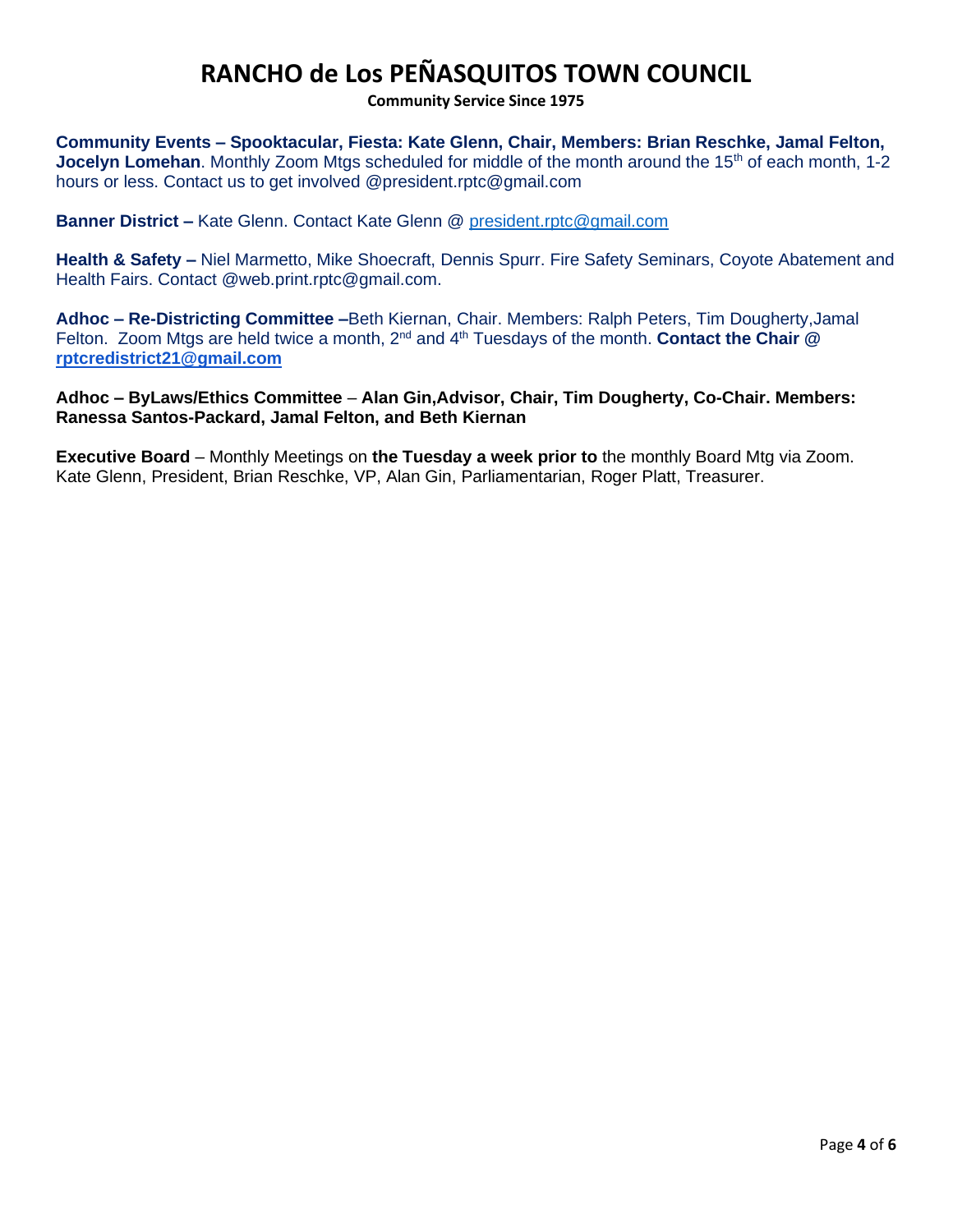# RANCHO de Los PEÑASQUITOS TOWN COUNCIL

**Community Service Since 1975**

**Community Events – Spooktacular, Fiesta: Kate Glenn, Chair, Members: Brian Reschke, Jamal Felton, Jocelyn Lomehan**. Monthly Zoom Mtgs scheduled for middle of the month around the 15th of each month, 1-2 hours or less. Contact us to get involved @president.rptc@gmail.com

**Banner District –** Kate Glenn. Contact Kate Glenn @ president.rptc@gmail.com

**Health & Safety –** Niel Marmetto, Mike Shoecraft, Dennis Spurr. Fire Safety Seminars, Coyote Abatement and Health Fairs. Contact @web.print.rptc@gmail.com.

**Adhoc – Re-Districting Committee –**Beth Kiernan, Chair. Members: Ralph Peters, Tim Dougherty,Jamal Felton. Zoom Mtgs are held twice a month, 2nd and 4th Tuesdays of the month. **Contact the Chair @ rptcredistrict21@gmail.com**

**Adhoc – ByLaws/Ethics Committee** – **Alan Gin,Advisor, Chair, Tim Dougherty, Co-Chair. Members: Ranessa Santos-Packard, Jamal Felton, and Beth Kiernan**

**Executive Board** – Monthly Meetings on **the Tuesday a week prior to** the monthly Board Mtg via Zoom. Kate Glenn, President, Brian Reschke, VP, Alan Gin, Parliamentarian, Roger Platt, Treasurer.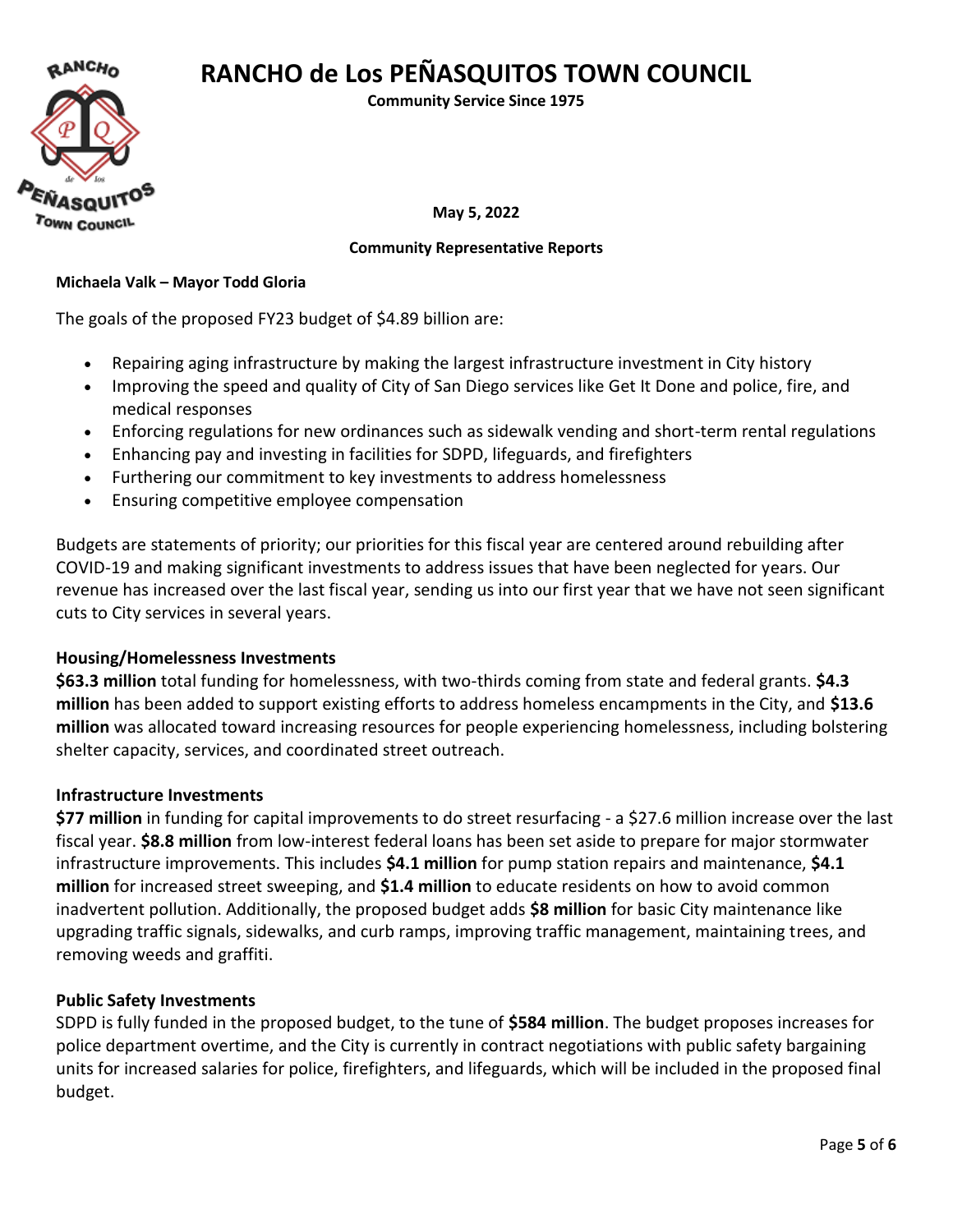# RANCHO de Los PEÑASQUITOS TOWN COUNCIL

**Community Service Since 1975**

**May 5, 2022**

**Community Representative Reports**

**Michaela Valk – Mayor Todd Gloria**

The goals of the proposed FY23 budget of $4.89 billion are:

- Repairing aging infrastructure by making the largest infrastructure investment in City history
- Improving the speed and quality of City of San Diego services like Get It Done and police, fire, and medical responses
- Enforcing regulations for new ordinances such as sidewalk vending and short-term rental regulations
- Enhancing pay and investing in facilities for SDPD, lifeguards, and firefighters
- Furthering our commitment to key investments to address homelessness
- Ensuring competitive employee compensation

Budgets are statements of priority; our priorities for this fiscal year are centered around rebuilding after COVID-19 and making significant investments to address issues that have been neglected for years. Our revenue has increased over the last fiscal year, sending us into our first year that we have not seen significant cuts to City services in several years.

**Housing/Homelessness Investments**

**$63.3 million** total funding for homelessness, with two-thirds coming from state and federal grants. **$4.3 million** has been added to support existing efforts to address homeless encampments in the City, and **$13.6 million** was allocated toward increasing resources for people experiencing homelessness, including bolstering shelter capacity, services, and coordinated street outreach.

**Infrastructure Investments**

**$77 million** in funding for capital improvements to do street resurfacing - a $27.6 million increase over the last fiscal year. **$8.8 million** from low-interest federal loans has been set aside to prepare for major stormwater infrastructure improvements. This includes **$4.1 million** for pump station repairs and maintenance, **$4.1 million** for increased street sweeping, and **$1.4 million** to educate residents on how to avoid common inadvertent pollution. Additionally, the proposed budget adds **$8 million** for basic City maintenance like upgrading traffic signals, sidewalks, and curb ramps, improving traffic management, maintaining trees, and removing weeds and graffiti.

**Public Safety Investments**

SDPD is fully funded in the proposed budget, to the tune of **$584 million**. The budget proposes increases for police department overtime, and the City is currently in contract negotiations with public safety bargaining units for increased salaries for police, firefighters, and lifeguards, which will be included in the proposed final budget.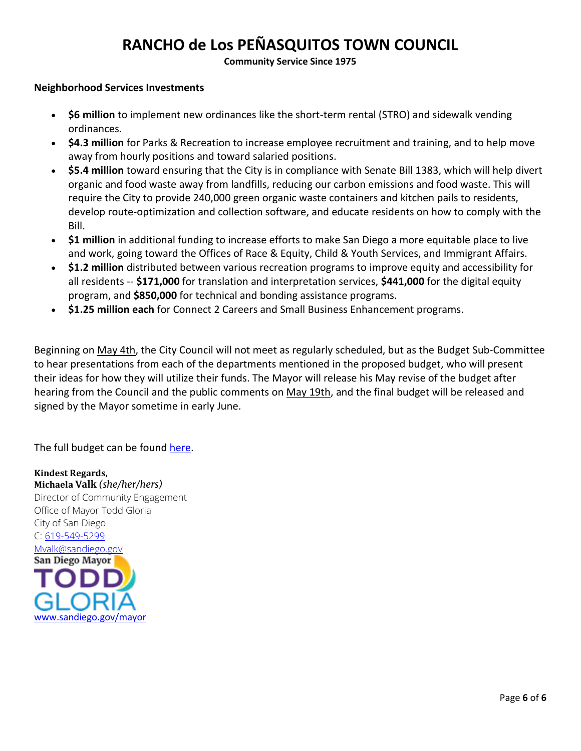# RANCHO de Los PEÑASQUITOS TOWN COUNCIL

**Community Service Since 1975**

**Neighborhood Services Investments**

- **$6 million** to implement new ordinances like the short-term rental (STRO) and sidewalk vending ordinances.
- **$4.3 million** for Parks & Recreation to increase employee recruitment and training, and to help move away from hourly positions and toward salaried positions.
- **$5.4 million** toward ensuring that the City is in compliance with Senate Bill 1383, which will help divert organic and food waste away from landfills, reducing our carbon emissions and food waste. This will require the City to provide 240,000 green organic waste containers and kitchen pails to residents, develop route-optimization and collection software, and educate residents on how to comply with the Bill.
- **$1 million** in additional funding to increase efforts to make San Diego a more equitable place to live and work, going toward the Offices of Race & Equity, Child & Youth Services, and Immigrant Affairs.
- **$1.2 million** distributed between various recreation programs to improve equity and accessibility for all residents -- **$171,000** for translation and interpretation services, **$441,000** for the digital equity program, and **$850,000** for technical and bonding assistance programs.
- **$1.25 million each** for Connect 2 Careers and Small Business Enhancement programs.

Beginning on May 4th, the City Council will not meet as regularly scheduled, but as the Budget Sub-Committee to hear presentations from each of the departments mentioned in the proposed budget, who will present their ideas for how they will utilize their funds. The Mayor will release his May revise of the budget after hearing from the Council and the public comments on May 19th, and the final budget will be released and signed by the Mayor sometime in early June.

The full budget can be found here.

**Kindest Regards,**
**Michaela Valk** *(she/her/hers)*
Director of Community Engagement
Office of Mayor Todd Gloria
City of San Diego
C: 619-549-5299
Mvalk@sandiego.gov
San Diego Mayor TODD GLORIA
www.sandiego.gov/mayor